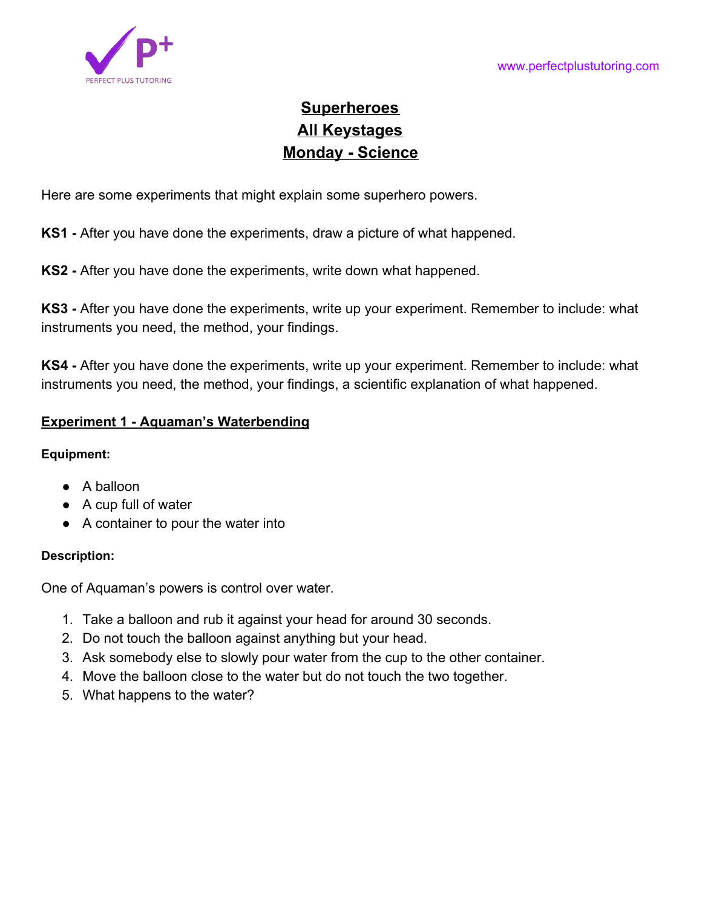# Superheroes
# All Keystages
# Monday - Science

Here are some experiments that might explain some superhero powers.

**KS1 -** After you have done the experiments, draw a picture of what happened.

**KS2 -** After you have done the experiments, write down what happened.

**KS3 -** After you have done the experiments, write up your experiment. Remember to include: what instruments you need, the method, your findings.

**KS4 -** After you have done the experiments, write up your experiment. Remember to include: what instruments you need, the method, your findings, a scientific explanation of what happened.

## Experiment 1 - Aquaman's Waterbending

**Equipment:**

- A balloon
- A cup full of water
- A container to pour the water into

**Description:**

One of Aquaman's powers is control over water.

1. Take a balloon and rub it against your head for around 30 seconds.
2. Do not touch the balloon against anything but your head.
3. Ask somebody else to slowly pour water from the cup to the other container.
4. Move the balloon close to the water but do not touch the two together.
5. What happens to the water?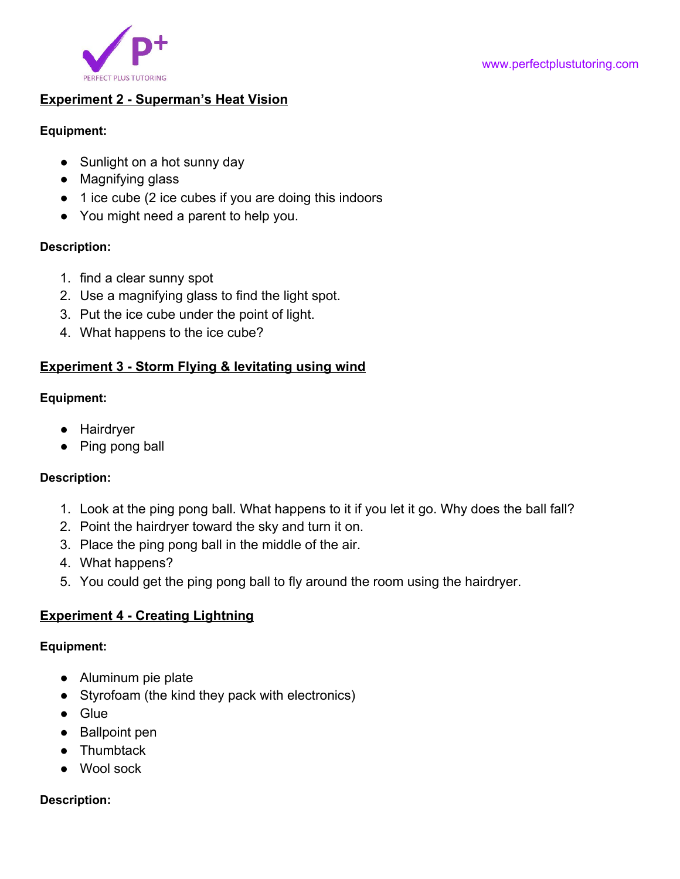## Experiment 2 - Superman's Heat Vision

**Equipment:**

- Sunlight on a hot sunny day
- Magnifying glass
- 1 ice cube (2 ice cubes if you are doing this indoors
- You might need a parent to help you.

**Description:**

1. find a clear sunny spot
2. Use a magnifying glass to find the light spot.
3. Put the ice cube under the point of light.
4. What happens to the ice cube?

## Experiment 3 - Storm Flying & levitating using wind

**Equipment:**

- Hairdryer
- Ping pong ball

**Description:**

1. Look at the ping pong ball. What happens to it if you let it go. Why does the ball fall?
2. Point the hairdryer toward the sky and turn it on.
3. Place the ping pong ball in the middle of the air.
4. What happens?
5. You could get the ping pong ball to fly around the room using the hairdryer.

## Experiment 4 - Creating Lightning

**Equipment:**

- Aluminum pie plate
- Styrofoam (the kind they pack with electronics)
- Glue
- Ballpoint pen
- Thumbtack
- Wool sock

**Description:**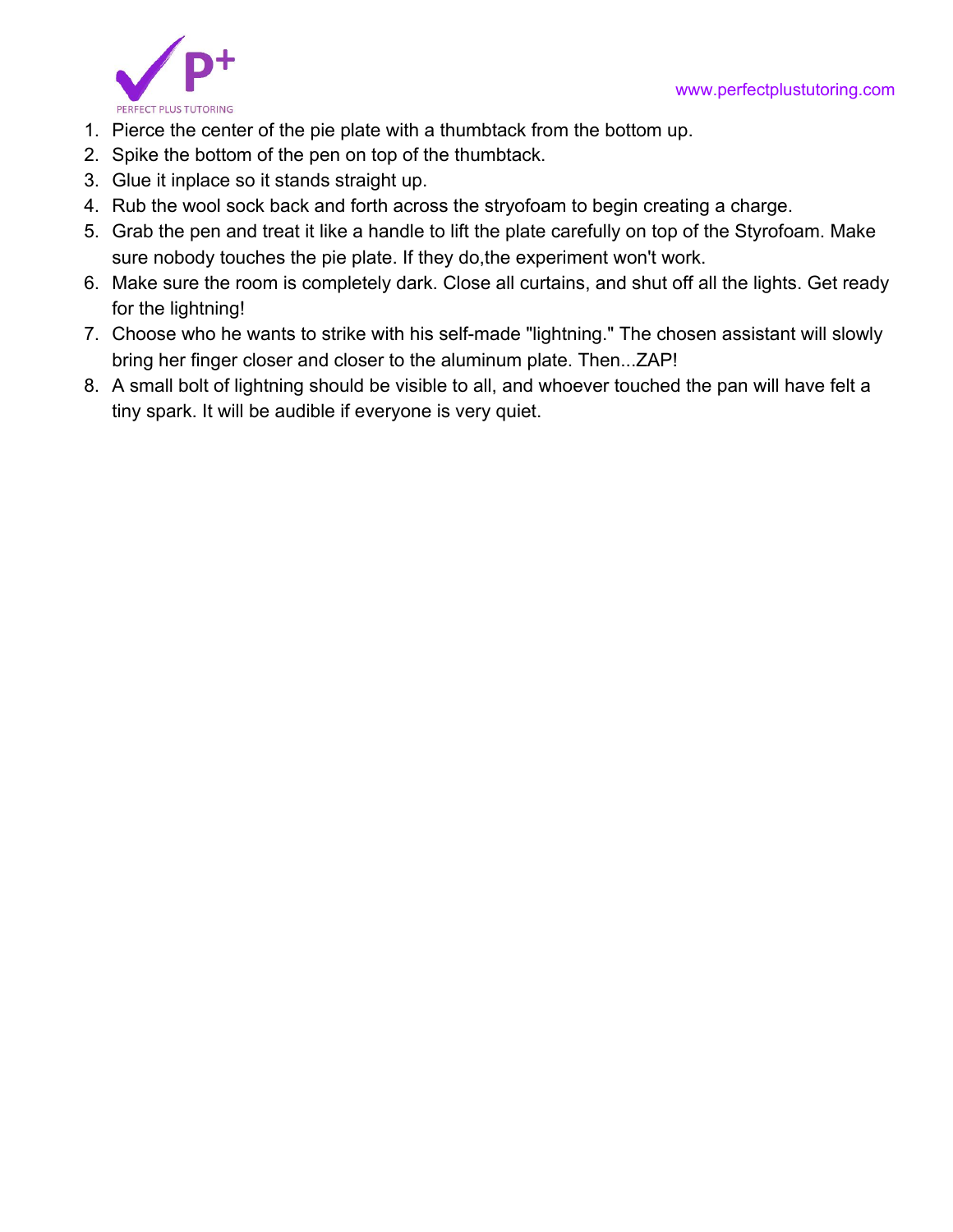1. Pierce the center of the pie plate with a thumbtack from the bottom up.
2. Spike the bottom of the pen on top of the thumbtack.
3. Glue it inplace so it stands straight up.
4. Rub the wool sock back and forth across the stryofoam to begin creating a charge.
5. Grab the pen and treat it like a handle to lift the plate carefully on top of the Styrofoam. Make sure nobody touches the pie plate. If they do,the experiment won't work.
6. Make sure the room is completely dark. Close all curtains, and shut off all the lights. Get ready for the lightning!
7. Choose who he wants to strike with his self-made "lightning." The chosen assistant will slowly bring her finger closer and closer to the aluminum plate. Then...ZAP!
8. A small bolt of lightning should be visible to all, and whoever touched the pan will have felt a tiny spark. It will be audible if everyone is very quiet.